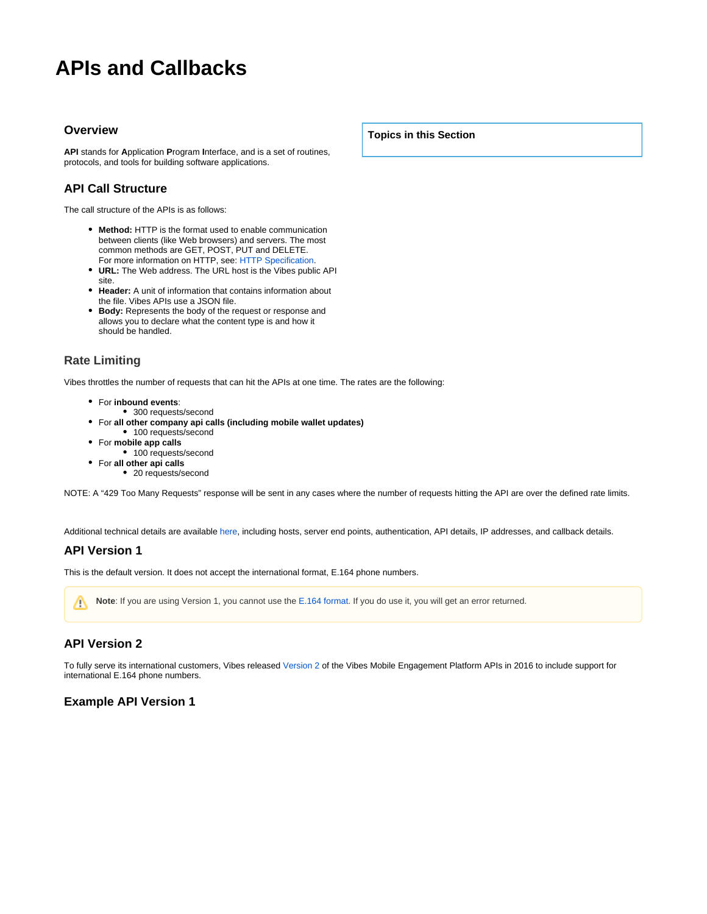# APIs and Callbacks

## Overview

**API** stands for **A**pplication **P**rogram **I**nterface, and is a set of routines, protocols, and tools for building software applications.

**Topics in this Section**

## API Call Structure

The call structure of the APIs is as follows:

- **Method:** HTTP is the format used to enable communication between clients (like Web browsers) and servers. The most common methods are GET, POST, PUT and DELETE.
  For more information on HTTP, see: HTTP Specification.
- **URL:** The Web address. The URL host is the Vibes public API site.
- **Header:** A unit of information that contains information about the file. Vibes APIs use a JSON file.
- **Body:** Represents the body of the request or response and allows you to declare what the content type is and how it should be handled.

## Rate Limiting

Vibes throttles the number of requests that can hit the APIs at one time. The rates are the following:

- For **inbound events**:
  - 300 requests/second
- For **all other company api calls (including mobile wallet updates)**
  - 100 requests/second
- For **mobile app calls**
  - 100 requests/second
- For **all other api calls**
  - 20 requests/second

NOTE: A "429 Too Many Requests" response will be sent in any cases where the number of requests hitting the API are over the defined rate limits.

Additional technical details are available here, including hosts, server end points, authentication, API details, IP addresses, and callback details.

## API Version 1

This is the default version. It does not accept the international format, E.164 phone numbers.

> **Note**: If you are using Version 1, you cannot use the E.164 format. If you do use it, you will get an error returned.

## API Version 2

To fully serve its international customers, Vibes released Version 2 of the Vibes Mobile Engagement Platform APIs in 2016 to include support for international E.164 phone numbers.

## Example API Version 1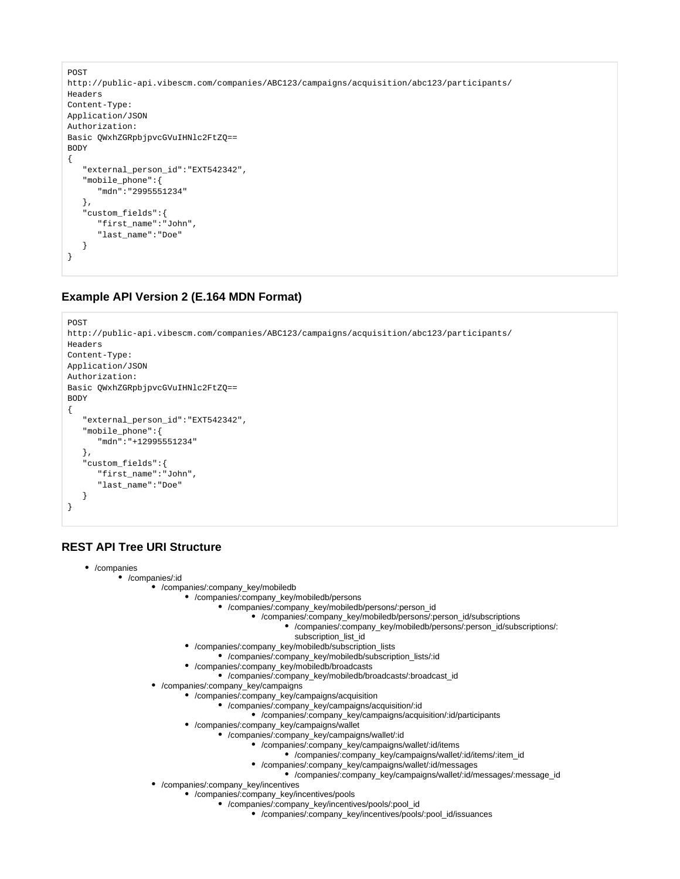```
POST
http://public-api.vibescm.com/companies/ABC123/campaigns/acquisition/abc123/participants/
Headers
Content-Type:
Application/JSON
Authorization:
Basic QWxhZGRpbjpvcGVuIHNlc2FtZQ==
BODY
{
   "external_person_id":"EXT542342",
   "mobile_phone":{
      "mdn":"2995551234"
   },
   "custom_fields":{
      "first_name":"John",
      "last_name":"Doe"
   }
}
```

### Example API Version 2 (E.164 MDN Format)

```
POST
http://public-api.vibescm.com/companies/ABC123/campaigns/acquisition/abc123/participants/
Headers
Content-Type:
Application/JSON
Authorization:
Basic QWxhZGRpbjpvcGVuIHNlc2FtZQ==
BODY
{
   "external_person_id":"EXT542342",
   "mobile_phone":{
      "mdn":"+12995551234"
   },
   "custom_fields":{
      "first_name":"John",
      "last_name":"Doe"
   }
}
```

### REST API Tree URI Structure

- /companies
  - /companies/:id
    - /companies/:company_key/mobiledb
      - /companies/:company_key/mobiledb/persons
        - /companies/:company_key/mobiledb/persons/:person_id
          - /companies/:company_key/mobiledb/persons/:person_id/subscriptions
            - /companies/:company_key/mobiledb/persons/:person_id/subscriptions/:subscription_list_id
      - /companies/:company_key/mobiledb/subscription_lists
        - /companies/:company_key/mobiledb/subscription_lists/:id
      - /companies/:company_key/mobiledb/broadcasts
        - /companies/:company_key/mobiledb/broadcasts/:broadcast_id
    - /companies/:company_key/campaigns
      - /companies/:company_key/campaigns/acquisition
        - /companies/:company_key/campaigns/acquisition/:id
          - /companies/:company_key/campaigns/acquisition/:id/participants
      - /companies/:company_key/campaigns/wallet
        - /companies/:company_key/campaigns/wallet/:id
          - /companies/:company_key/campaigns/wallet/:id/items
            - /companies/:company_key/campaigns/wallet/:id/items/:item_id
          - /companies/:company_key/campaigns/wallet/:id/messages
            - /companies/:company_key/campaigns/wallet/:id/messages/:message_id
    - /companies/:company_key/incentives
      - /companies/:company_key/incentives/pools
        - /companies/:company_key/incentives/pools/:pool_id
          - /companies/:company_key/incentives/pools/:pool_id/issuances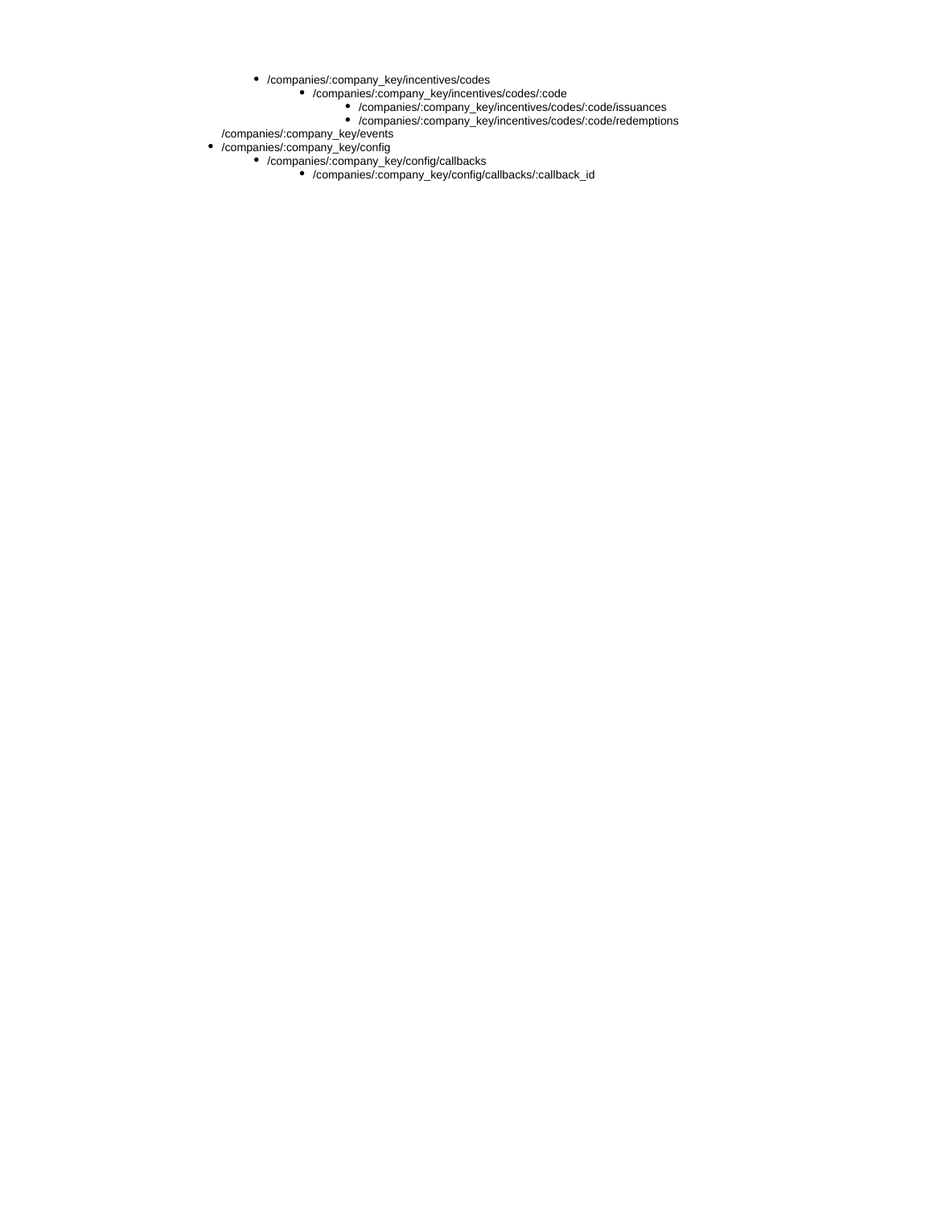- /companies/:company_key/incentives/codes
    - /companies/:company_key/incentives/codes/:code
        - /companies/:company_key/incentives/codes/:code/issuances
        - /companies/:company_key/incentives/codes/:code/redemptions

/companies/:company_key/events

- /companies/:company_key/config
    - /companies/:company_key/config/callbacks
        - /companies/:company_key/config/callbacks/:callback_id